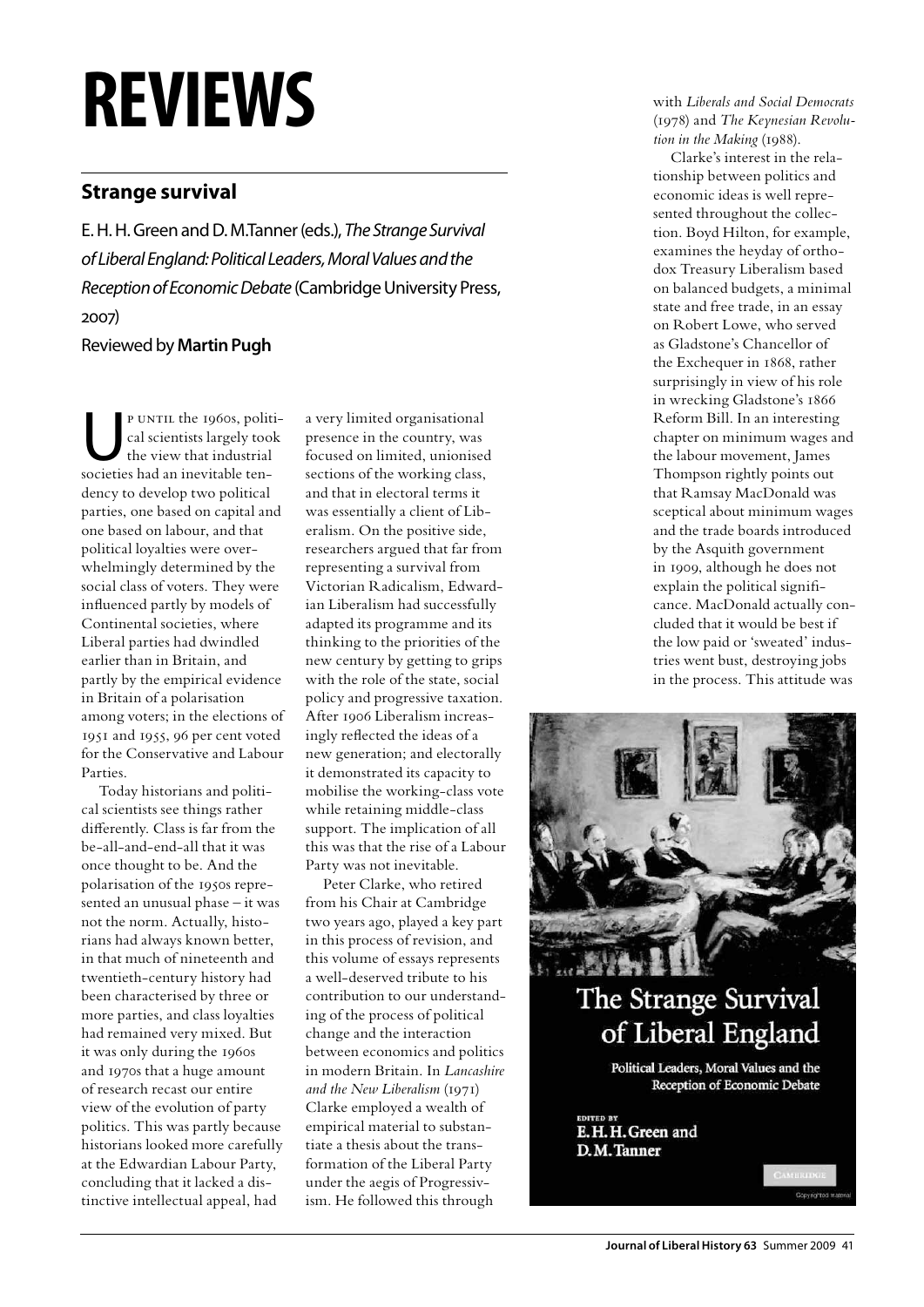# REVIEWS

## Strange survival

E. H. H. Green and D. M. Tanner (eds.), *The Strange Survival of Liberal England: Political Leaders, Moral Values and the Reception of Economic Debate* (Cambridge University Press, 2007)

Reviewed by **Martin Pugh**

Up until the 1960s, political scientists largely took the view that industrial societies had an inevitable tendency to develop two political parties, one based on capital and one based on labour, and that political loyalties were overwhelmingly determined by the social class of voters. They were influenced partly by models of Continental societies, where Liberal parties had dwindled earlier than in Britain, and partly by the empirical evidence in Britain of a polarisation among voters; in the elections of 1951 and 1955, 96 per cent voted for the Conservative and Labour Parties.

Today historians and political scientists see things rather differently. Class is far from the be-all-and-end-all that it was once thought to be. And the polarisation of the 1950s represented an unusual phase – it was not the norm. Actually, historians had always known better, in that much of nineteenth and twentieth-century history had been characterised by three or more parties, and class loyalties had remained very mixed. But it was only during the 1960s and 1970s that a huge amount of research recast our entire view of the evolution of party politics. This was partly because historians looked more carefully at the Edwardian Labour Party, concluding that it lacked a distinctive intellectual appeal, had a very limited organisational presence in the country, was focused on limited, unionised sections of the working class, and that in electoral terms it was essentially a client of Liberalism. On the positive side, researchers argued that far from representing a survival from Victorian Radicalism, Edwardian Liberalism had successfully adapted its programme and its thinking to the priorities of the new century by getting to grips with the role of the state, social policy and progressive taxation. After 1906 Liberalism increasingly reflected the ideas of a new generation; and electorally it demonstrated its capacity to mobilise the working-class vote while retaining middle-class support. The implication of all this was that the rise of a Labour Party was not inevitable.

Peter Clarke, who retired from his Chair at Cambridge two years ago, played a key part in this process of revision, and this volume of essays represents a well-deserved tribute to his contribution to our understanding of the process of political change and the interaction between economics and politics in modern Britain. In *Lancashire and the New Liberalism* (1971) Clarke employed a wealth of empirical material to substantiate a thesis about the transformation of the Liberal Party under the aegis of Progressivism. He followed this through with *Liberals and Social Democrats* (1978) and *The Keynesian Revolution in the Making* (1988).

Clarke's interest in the relationship between politics and economic ideas is well represented throughout the collection. Boyd Hilton, for example, examines the heyday of orthodox Treasury Liberalism based on balanced budgets, a minimal state and free trade, in an essay on Robert Lowe, who served as Gladstone's Chancellor of the Exchequer in 1868, rather surprisingly in view of his role in wrecking Gladstone's 1866 Reform Bill. In an interesting chapter on minimum wages and the labour movement, James Thompson rightly points out that Ramsay MacDonald was sceptical about minimum wages and the trade boards introduced by the Asquith government in 1909, although he does not explain the political significance. MacDonald actually concluded that it would be best if the low paid or 'sweated' industries went bust, destroying jobs in the process. This attitude was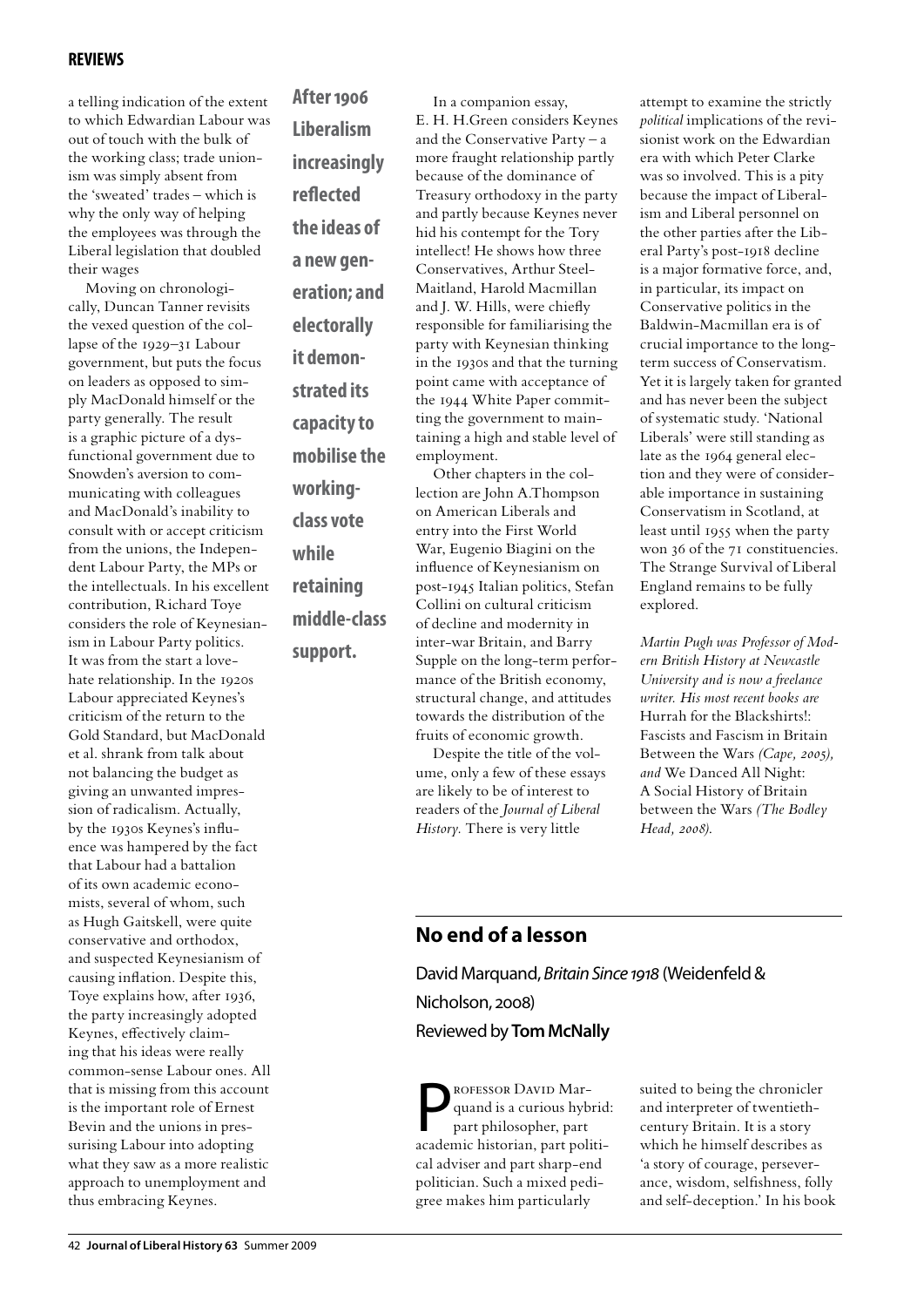a telling indication of the extent to which Edwardian Labour was out of touch with the bulk of the working class; trade unionism was simply absent from the 'sweated' trades – which is why the only way of helping the employees was through the Liberal legislation that doubled their wages

Moving on chronologically, Duncan Tanner revisits the vexed question of the collapse of the 1929–31 Labour government, but puts the focus on leaders as opposed to simply MacDonald himself or the party generally. The result is a graphic picture of a dysfunctional government due to Snowden's aversion to communicating with colleagues and MacDonald's inability to consult with or accept criticism from the unions, the Independent Labour Party, the MPs or the intellectuals. In his excellent contribution, Richard Toye considers the role of Keynesianism in Labour Party politics. It was from the start a love-hate relationship. In the 1920s Labour appreciated Keynes's criticism of the return to the Gold Standard, but MacDonald et al. shrank from talk about not balancing the budget as giving an unwanted impression of radicalism. Actually, by the 1930s Keynes's influence was hampered by the fact that Labour had a battalion of its own academic economists, several of whom, such as Hugh Gaitskell, were quite conservative and orthodox, and suspected Keynesianism of causing inflation. Despite this, Toye explains how, after 1936, the party increasingly adopted Keynes, effectively claiming that his ideas were really common-sense Labour ones. All that is missing from this account is the important role of Ernest Bevin and the unions in pressurising Labour into adopting what they saw as a more realistic approach to unemployment and thus embracing Keynes.

**After 1906 Liberalism increasingly reflected the ideas of a new generation; and electorally it demonstrated its capacity to mobilise the working-class vote while retaining middle-class support.**

In a companion essay, E. H. H.Green considers Keynes and the Conservative Party – a more fraught relationship partly because of the dominance of Treasury orthodoxy in the party and partly because Keynes never hid his contempt for the Tory intellect! He shows how three Conservatives, Arthur Steel-Maitland, Harold Macmillan and J. W. Hills, were chiefly responsible for familiarising the party with Keynesian thinking in the 1930s and that the turning point came with acceptance of the 1944 White Paper committing the government to maintaining a high and stable level of employment.

Other chapters in the collection are John A.Thompson on American Liberals and entry into the First World War, Eugenio Biagini on the influence of Keynesianism on post-1945 Italian politics, Stefan Collini on cultural criticism of decline and modernity in inter-war Britain, and Barry Supple on the long-term performance of the British economy, structural change, and attitudes towards the distribution of the fruits of economic growth.

Despite the title of the volume, only a few of these essays are likely to be of interest to readers of the *Journal of Liberal History*. There is very little attempt to examine the strictly *political* implications of the revisionist work on the Edwardian era with which Peter Clarke was so involved. This is a pity because the impact of Liberalism and Liberal personnel on the other parties after the Liberal Party's post-1918 decline is a major formative force, and, in particular, its impact on Conservative politics in the Baldwin-Macmillan era is of crucial importance to the long-term success of Conservatism. Yet it is largely taken for granted and has never been the subject of systematic study. 'National Liberals' were still standing as late as the 1964 general election and they were of considerable importance in sustaining Conservatism in Scotland, at least until 1955 when the party won 36 of the 71 constituencies. The Strange Survival of Liberal England remains to be fully explored.

*Martin Pugh was Professor of Modern British History at Newcastle University and is now a freelance writer. His most recent books are* Hurrah for the Blackshirts!: Fascists and Fascism in Britain Between the Wars *(Cape, 2005), and* We Danced All Night: A Social History of Britain between the Wars *(The Bodley Head, 2008).*

## No end of a lesson

David Marquand, *Britain Since 1918* (Weidenfeld & Nicholson, 2008)

Reviewed by **Tom McNally**

Professor David Marquand is a curious hybrid: part philosopher, part academic historian, part political adviser and part sharp-end politician. Such a mixed pedigree makes him particularly suited to being the chronicler and interpreter of twentieth-century Britain. It is a story which he himself describes as 'a story of courage, perseverance, wisdom, selfishness, folly and self-deception.' In his book